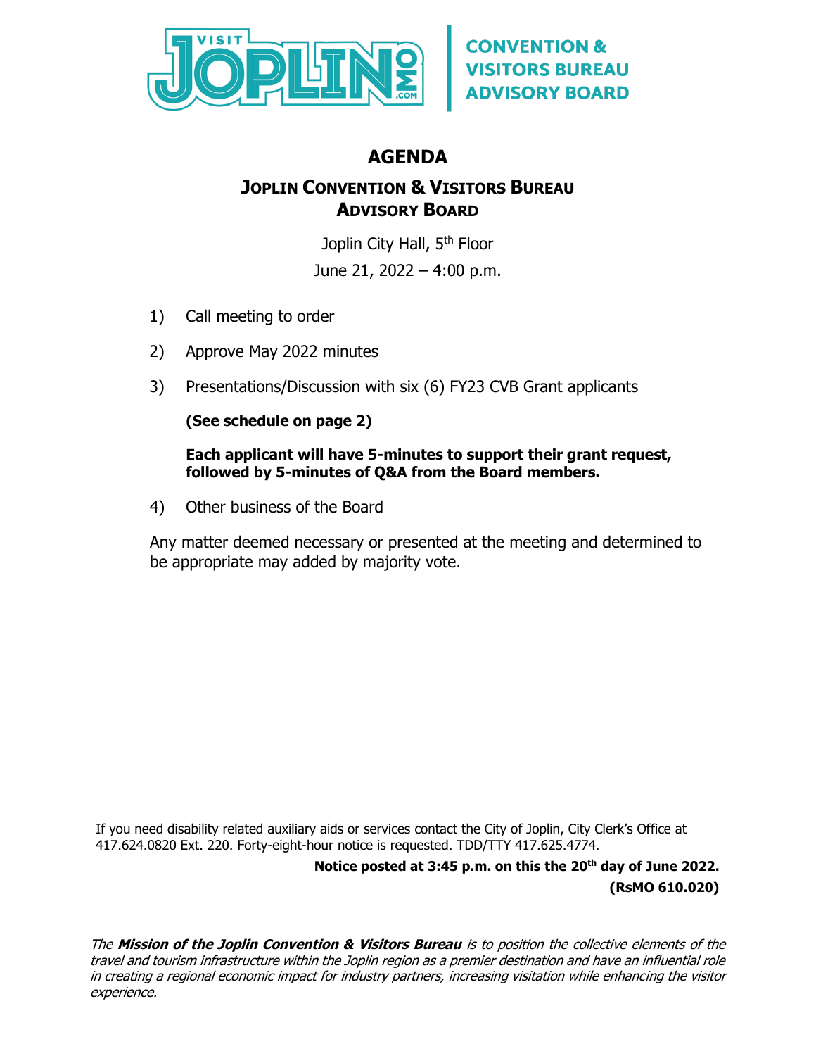CONVENTION & VISITORS BUREAU ADVISORY BOARD

# AGENDA

## JOPLIN CONVENTION & VISITORS BUREAU ADVISORY BOARD

Joplin City Hall, 5th Floor

June 21, 2022 – 4:00 p.m.

1) Call meeting to order
2) Approve May 2022 minutes
3) Presentations/Discussion with six (6) FY23 CVB Grant applicants

   **(See schedule on page 2)**

   **Each applicant will have 5-minutes to support their grant request, followed by 5-minutes of Q&A from the Board members.**

4) Other business of the Board

Any matter deemed necessary or presented at the meeting and determined to be appropriate may added by majority vote.

If you need disability related auxiliary aids or services contact the City of Joplin, City Clerk's Office at 417.624.0820 Ext. 220. Forty-eight-hour notice is requested. TDD/TTY 417.625.4774.

**Notice posted at 3:45 p.m. on this the 20th day of June 2022.**
**(RsMO 610.020)**

*The **Mission of the Joplin Convention & Visitors Bureau** is to position the collective elements of the travel and tourism infrastructure within the Joplin region as a premier destination and have an influential role in creating a regional economic impact for industry partners, increasing visitation while enhancing the visitor experience.*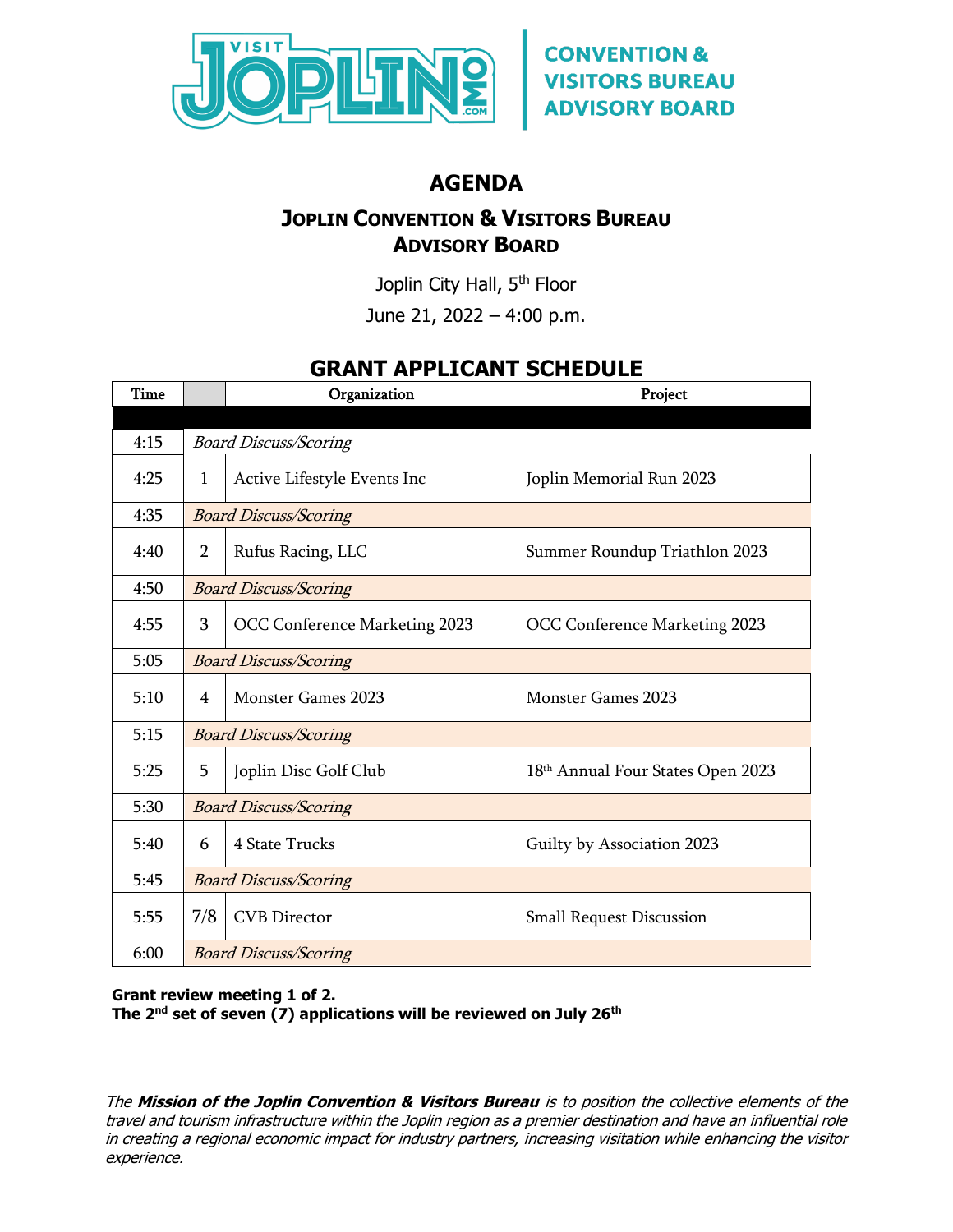VISIT JOPLIN MO .COM | CONVENTION & VISITORS BUREAU ADVISORY BOARD

# AGENDA

## JOPLIN CONVENTION & VISITORS BUREAU ADVISORY BOARD

Joplin City Hall, 5th Floor

June 21, 2022 – 4:00 p.m.

## GRANT APPLICANT SCHEDULE

| Time | | Organization | Project |
|---|---|---|---|
| | | | |
| 4:15 | *Board Discuss/Scoring* | | |
| 4:25 | 1 | Active Lifestyle Events Inc | Joplin Memorial Run 2023 |
| 4:35 | *Board Discuss/Scoring* | | |
| 4:40 | 2 | Rufus Racing, LLC | Summer Roundup Triathlon 2023 |
| 4:50 | *Board Discuss/Scoring* | | |
| 4:55 | 3 | OCC Conference Marketing 2023 | OCC Conference Marketing 2023 |
| 5:05 | *Board Discuss/Scoring* | | |
| 5:10 | 4 | Monster Games 2023 | Monster Games 2023 |
| 5:15 | *Board Discuss/Scoring* | | |
| 5:25 | 5 | Joplin Disc Golf Club | 18th Annual Four States Open 2023 |
| 5:30 | *Board Discuss/Scoring* | | |
| 5:40 | 6 | 4 State Trucks | Guilty by Association 2023 |
| 5:45 | *Board Discuss/Scoring* | | |
| 5:55 | 7/8 | CVB Director | Small Request Discussion |
| 6:00 | *Board Discuss/Scoring* | | |

**Grant review meeting 1 of 2.**
**The 2nd set of seven (7) applications will be reviewed on July 26th**

*The **Mission of the Joplin Convention & Visitors Bureau** is to position the collective elements of the travel and tourism infrastructure within the Joplin region as a premier destination and have an influential role in creating a regional economic impact for industry partners, increasing visitation while enhancing the visitor experience.*